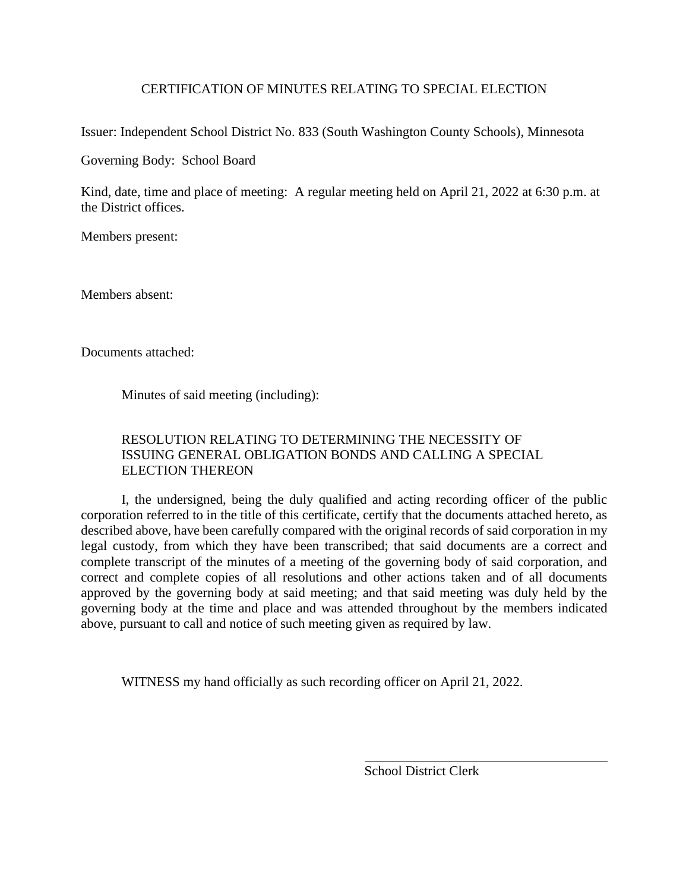# CERTIFICATION OF MINUTES RELATING TO SPECIAL ELECTION

Issuer: Independent School District No. 833 (South Washington County Schools), Minnesota

Governing Body: School Board

Kind, date, time and place of meeting: A regular meeting held on April 21, 2022 at 6:30 p.m. at the District offices.

Members present:

Members absent:

Documents attached:

Minutes of said meeting (including):

RESOLUTION RELATING TO DETERMINING THE NECESSITY OF ISSUING GENERAL OBLIGATION BONDS AND CALLING A SPECIAL ELECTION THEREON

I, the undersigned, being the duly qualified and acting recording officer of the public corporation referred to in the title of this certificate, certify that the documents attached hereto, as described above, have been carefully compared with the original records of said corporation in my legal custody, from which they have been transcribed; that said documents are a correct and complete transcript of the minutes of a meeting of the governing body of said corporation, and correct and complete copies of all resolutions and other actions taken and of all documents approved by the governing body at said meeting; and that said meeting was duly held by the governing body at the time and place and was attended throughout by the members indicated above, pursuant to call and notice of such meeting given as required by law.

WITNESS my hand officially as such recording officer on April 21, 2022.

\_\_\_\_\_\_\_\_\_\_\_\_\_\_\_\_\_\_\_\_\_\_\_\_\_\_\_\_\_\_\_\_\_\_\_\_\_\_\_\_

School District Clerk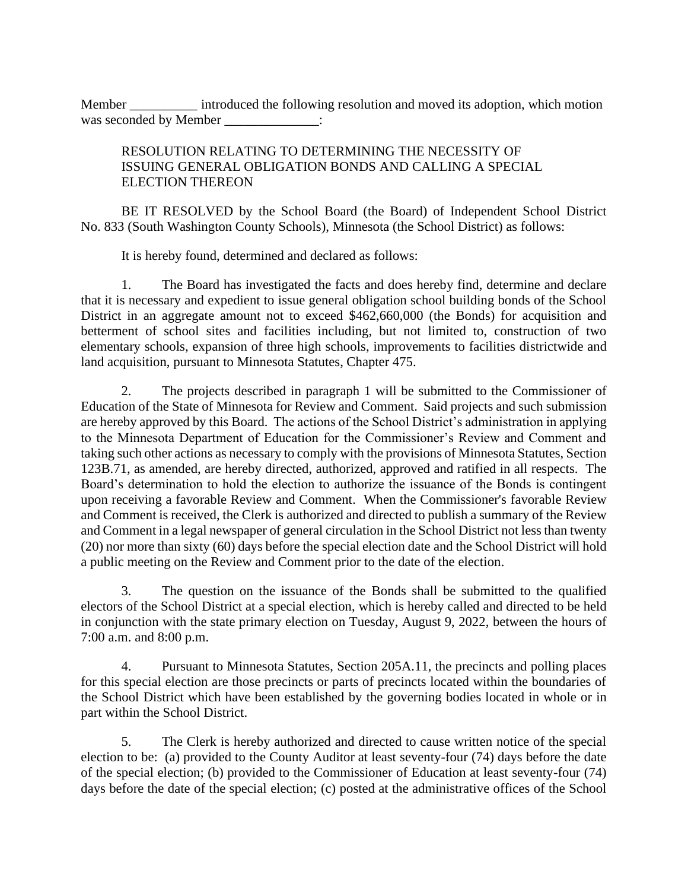Member __________ introduced the following resolution and moved its adoption, which motion was seconded by Member ______________:

RESOLUTION RELATING TO DETERMINING THE NECESSITY OF ISSUING GENERAL OBLIGATION BONDS AND CALLING A SPECIAL ELECTION THEREON

BE IT RESOLVED by the School Board (the Board) of Independent School District No. 833 (South Washington County Schools), Minnesota (the School District) as follows:

It is hereby found, determined and declared as follows:

1. The Board has investigated the facts and does hereby find, determine and declare that it is necessary and expedient to issue general obligation school building bonds of the School District in an aggregate amount not to exceed $462,660,000 (the Bonds) for acquisition and betterment of school sites and facilities including, but not limited to, construction of two elementary schools, expansion of three high schools, improvements to facilities districtwide and land acquisition, pursuant to Minnesota Statutes, Chapter 475.

2. The projects described in paragraph 1 will be submitted to the Commissioner of Education of the State of Minnesota for Review and Comment. Said projects and such submission are hereby approved by this Board. The actions of the School District's administration in applying to the Minnesota Department of Education for the Commissioner's Review and Comment and taking such other actions as necessary to comply with the provisions of Minnesota Statutes, Section 123B.71, as amended, are hereby directed, authorized, approved and ratified in all respects. The Board's determination to hold the election to authorize the issuance of the Bonds is contingent upon receiving a favorable Review and Comment. When the Commissioner's favorable Review and Comment is received, the Clerk is authorized and directed to publish a summary of the Review and Comment in a legal newspaper of general circulation in the School District not less than twenty (20) nor more than sixty (60) days before the special election date and the School District will hold a public meeting on the Review and Comment prior to the date of the election.

3. The question on the issuance of the Bonds shall be submitted to the qualified electors of the School District at a special election, which is hereby called and directed to be held in conjunction with the state primary election on Tuesday, August 9, 2022, between the hours of 7:00 a.m. and 8:00 p.m.

4. Pursuant to Minnesota Statutes, Section 205A.11, the precincts and polling places for this special election are those precincts or parts of precincts located within the boundaries of the School District which have been established by the governing bodies located in whole or in part within the School District.

5. The Clerk is hereby authorized and directed to cause written notice of the special election to be: (a) provided to the County Auditor at least seventy-four (74) days before the date of the special election; (b) provided to the Commissioner of Education at least seventy-four (74) days before the date of the special election; (c) posted at the administrative offices of the School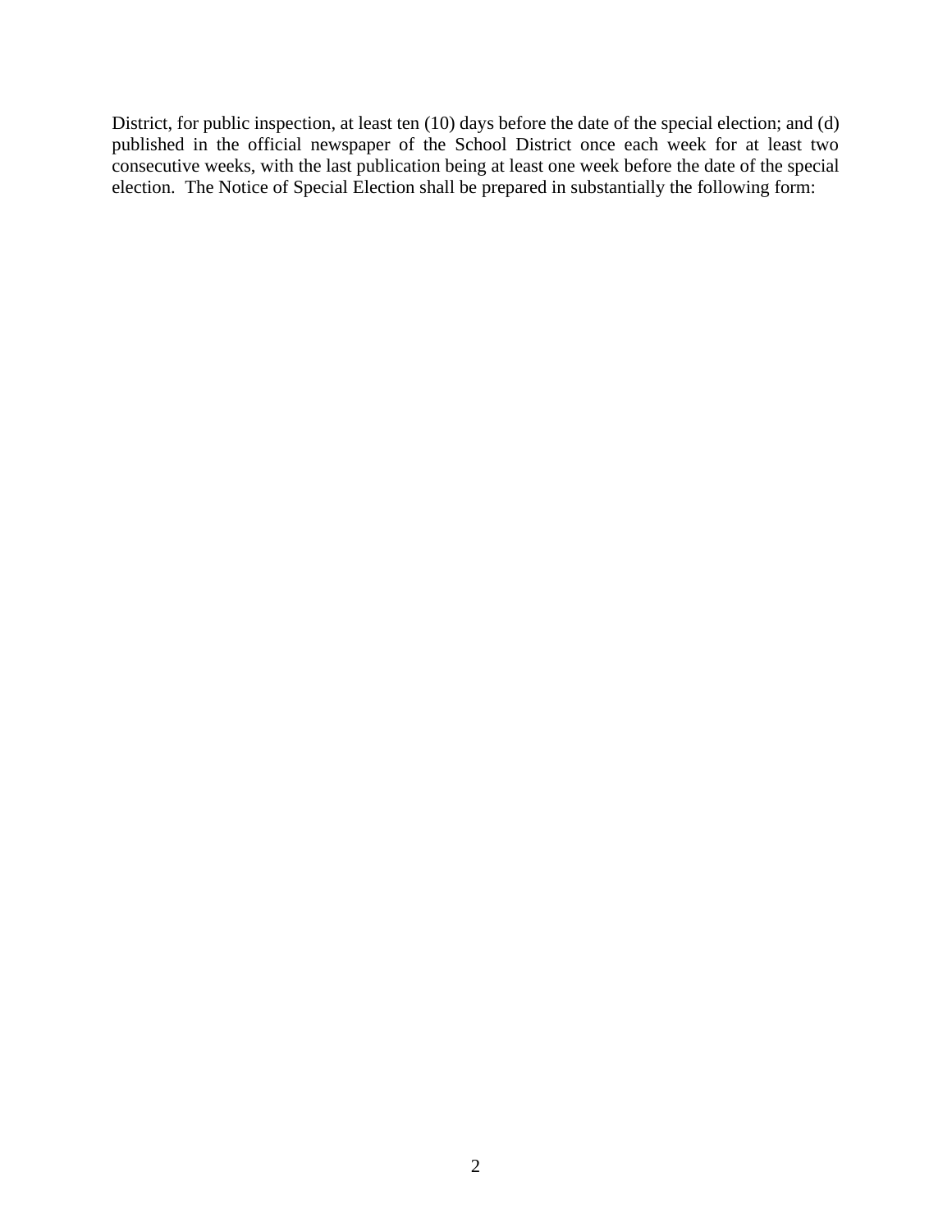District, for public inspection, at least ten (10) days before the date of the special election; and (d) published in the official newspaper of the School District once each week for at least two consecutive weeks, with the last publication being at least one week before the date of the special election. The Notice of Special Election shall be prepared in substantially the following form: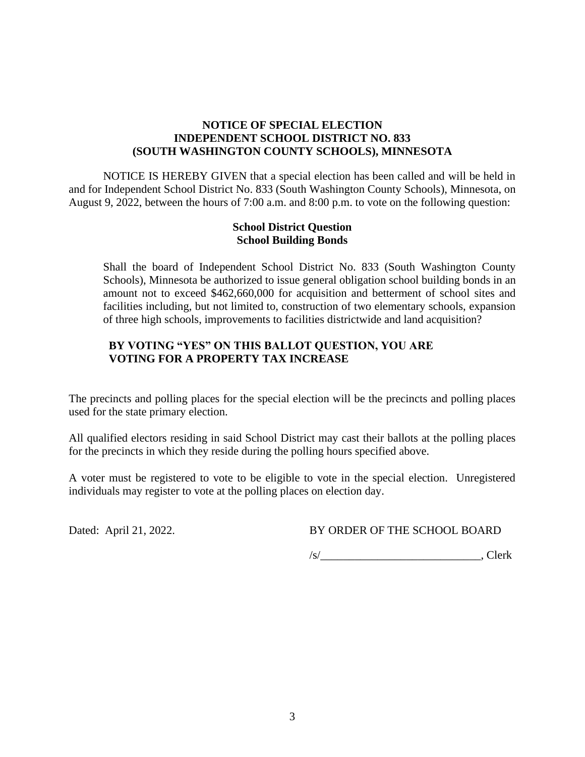**NOTICE OF SPECIAL ELECTION**
**INDEPENDENT SCHOOL DISTRICT NO. 833**
**(SOUTH WASHINGTON COUNTY SCHOOLS), MINNESOTA**

NOTICE IS HEREBY GIVEN that a special election has been called and will be held in and for Independent School District No. 833 (South Washington County Schools), Minnesota, on August 9, 2022, between the hours of 7:00 a.m. and 8:00 p.m. to vote on the following question:

**School District Question**
**School Building Bonds**

> Shall the board of Independent School District No. 833 (South Washington County Schools), Minnesota be authorized to issue general obligation school building bonds in an amount not to exceed $462,660,000 for acquisition and betterment of school sites and facilities including, but not limited to, construction of two elementary schools, expansion of three high schools, improvements to facilities districtwide and land acquisition?

**BY VOTING "YES" ON THIS BALLOT QUESTION, YOU ARE VOTING FOR A PROPERTY TAX INCREASE**

The precincts and polling places for the special election will be the precincts and polling places used for the state primary election.

All qualified electors residing in said School District may cast their ballots at the polling places for the precincts in which they reside during the polling hours specified above.

A voter must be registered to vote to be eligible to vote in the special election. Unregistered individuals may register to vote at the polling places on election day.

Dated: April 21, 2022.

BY ORDER OF THE SCHOOL BOARD

/s/____________________________, Clerk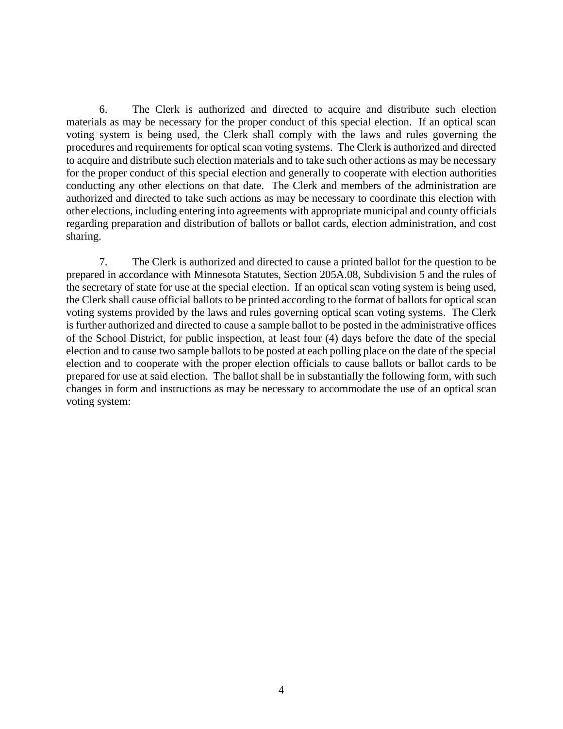6. The Clerk is authorized and directed to acquire and distribute such election materials as may be necessary for the proper conduct of this special election. If an optical scan voting system is being used, the Clerk shall comply with the laws and rules governing the procedures and requirements for optical scan voting systems. The Clerk is authorized and directed to acquire and distribute such election materials and to take such other actions as may be necessary for the proper conduct of this special election and generally to cooperate with election authorities conducting any other elections on that date. The Clerk and members of the administration are authorized and directed to take such actions as may be necessary to coordinate this election with other elections, including entering into agreements with appropriate municipal and county officials regarding preparation and distribution of ballots or ballot cards, election administration, and cost sharing.

7. The Clerk is authorized and directed to cause a printed ballot for the question to be prepared in accordance with Minnesota Statutes, Section 205A.08, Subdivision 5 and the rules of the secretary of state for use at the special election. If an optical scan voting system is being used, the Clerk shall cause official ballots to be printed according to the format of ballots for optical scan voting systems provided by the laws and rules governing optical scan voting systems. The Clerk is further authorized and directed to cause a sample ballot to be posted in the administrative offices of the School District, for public inspection, at least four (4) days before the date of the special election and to cause two sample ballots to be posted at each polling place on the date of the special election and to cooperate with the proper election officials to cause ballots or ballot cards to be prepared for use at said election. The ballot shall be in substantially the following form, with such changes in form and instructions as may be necessary to accommodate the use of an optical scan voting system: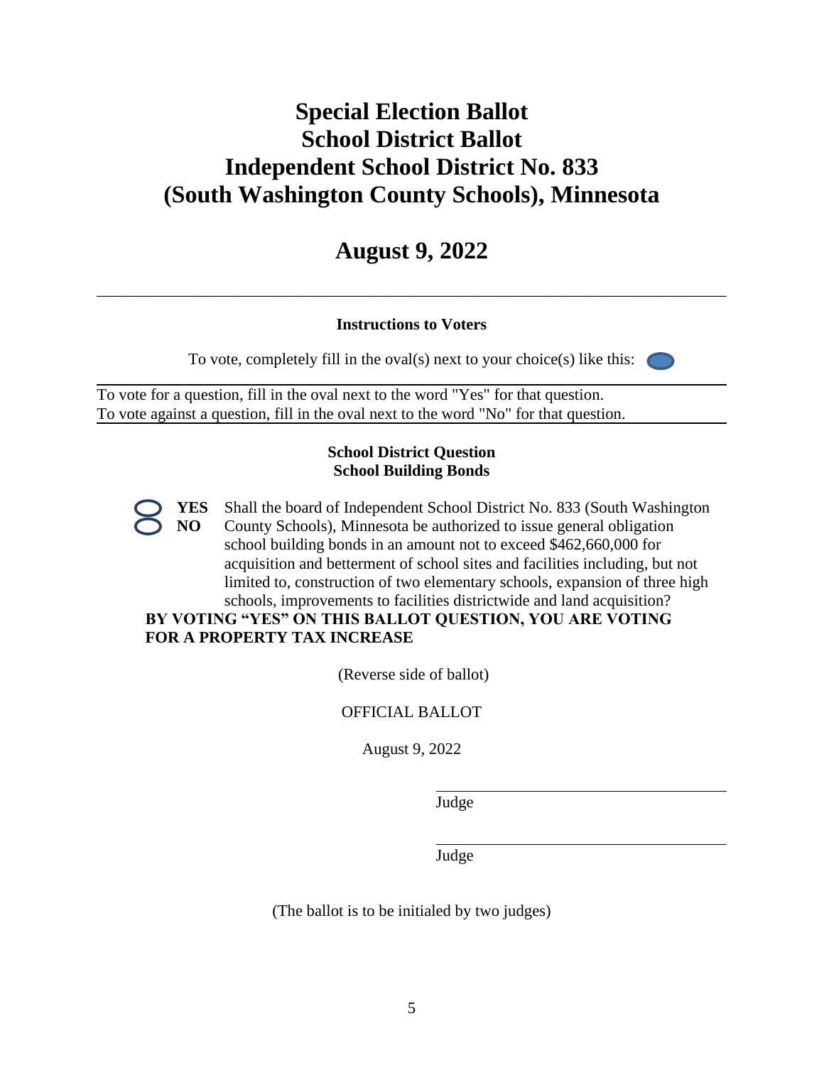# Special Election Ballot
# School District Ballot
# Independent School District No. 833
# (South Washington County Schools), Minnesota

## August 9, 2022

---

**Instructions to Voters**

To vote, completely fill in the oval(s) next to your choice(s) like this:

To vote for a question, fill in the oval next to the word "Yes" for that question.
To vote against a question, fill in the oval next to the word "No" for that question.

**School District Question**
**School Building Bonds**

**YES**
**NO**

Shall the board of Independent School District No. 833 (South Washington County Schools), Minnesota be authorized to issue general obligation school building bonds in an amount not to exceed $462,660,000 for acquisition and betterment of school sites and facilities including, but not limited to, construction of two elementary schools, expansion of three high schools, improvements to facilities districtwide and land acquisition?

**BY VOTING "YES" ON THIS BALLOT QUESTION, YOU ARE VOTING FOR A PROPERTY TAX INCREASE**

(Reverse side of ballot)

OFFICIAL BALLOT

August 9, 2022

\_\_\_\_\_\_\_\_\_\_\_\_\_\_\_\_\_\_\_\_\_\_\_\_\_\_\_\_
Judge

\_\_\_\_\_\_\_\_\_\_\_\_\_\_\_\_\_\_\_\_\_\_\_\_\_\_\_\_
Judge

(The ballot is to be initialed by two judges)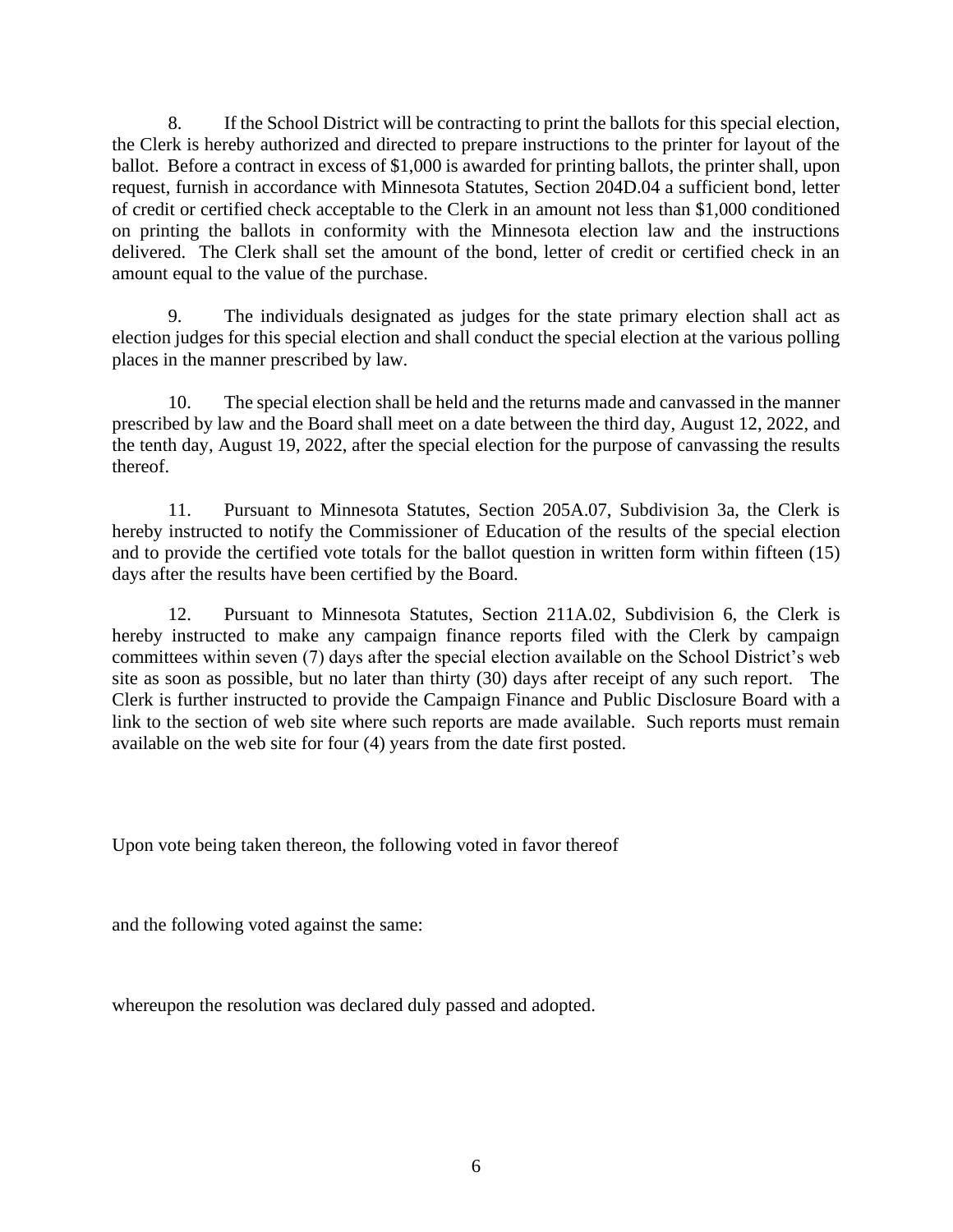8. If the School District will be contracting to print the ballots for this special election, the Clerk is hereby authorized and directed to prepare instructions to the printer for layout of the ballot. Before a contract in excess of $1,000 is awarded for printing ballots, the printer shall, upon request, furnish in accordance with Minnesota Statutes, Section 204D.04 a sufficient bond, letter of credit or certified check acceptable to the Clerk in an amount not less than $1,000 conditioned on printing the ballots in conformity with the Minnesota election law and the instructions delivered. The Clerk shall set the amount of the bond, letter of credit or certified check in an amount equal to the value of the purchase.

9. The individuals designated as judges for the state primary election shall act as election judges for this special election and shall conduct the special election at the various polling places in the manner prescribed by law.

10. The special election shall be held and the returns made and canvassed in the manner prescribed by law and the Board shall meet on a date between the third day, August 12, 2022, and the tenth day, August 19, 2022, after the special election for the purpose of canvassing the results thereof.

11. Pursuant to Minnesota Statutes, Section 205A.07, Subdivision 3a, the Clerk is hereby instructed to notify the Commissioner of Education of the results of the special election and to provide the certified vote totals for the ballot question in written form within fifteen (15) days after the results have been certified by the Board.

12. Pursuant to Minnesota Statutes, Section 211A.02, Subdivision 6, the Clerk is hereby instructed to make any campaign finance reports filed with the Clerk by campaign committees within seven (7) days after the special election available on the School District's web site as soon as possible, but no later than thirty (30) days after receipt of any such report. The Clerk is further instructed to provide the Campaign Finance and Public Disclosure Board with a link to the section of web site where such reports are made available. Such reports must remain available on the web site for four (4) years from the date first posted.

Upon vote being taken thereon, the following voted in favor thereof

and the following voted against the same:

whereupon the resolution was declared duly passed and adopted.